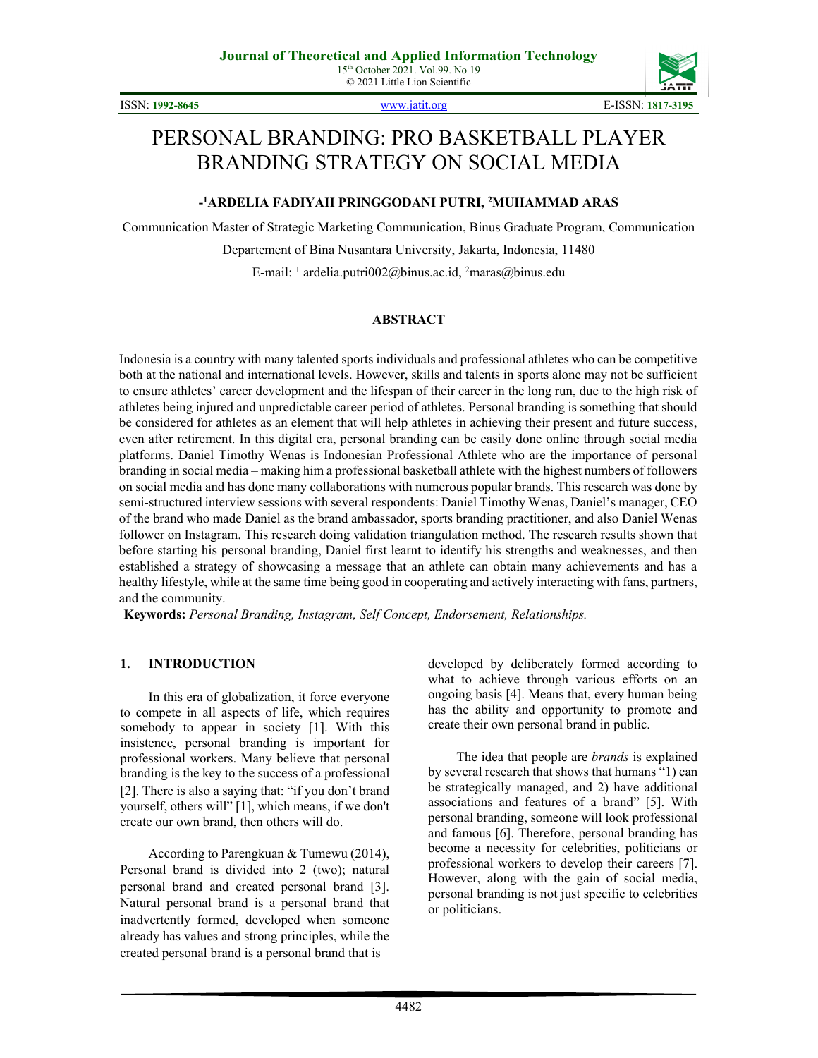# PERSONAL BRANDING: PRO BASKETBALL PLAYER BRANDING STRATEGY ON SOCIAL MEDIA

**-[1]ARDELIA FADIYAH PRINGGODANI PUTRI, [2]MUHAMMAD ARAS**

Communication Master of Strategic Marketing Communication, Binus Graduate Program, Communication Departement of Bina Nusantara University, Jakarta, Indonesia, 11480

E-mail: [1] ardelia.putri002@binus.ac.id, [2]maras@binus.edu

## ABSTRACT

Indonesia is a country with many talented sports individuals and professional athletes who can be competitive both at the national and international levels. However, skills and talents in sports alone may not be sufficient to ensure athletes' career development and the lifespan of their career in the long run, due to the high risk of athletes being injured and unpredictable career period of athletes. Personal branding is something that should be considered for athletes as an element that will help athletes in achieving their present and future success, even after retirement. In this digital era, personal branding can be easily done online through social media platforms. Daniel Timothy Wenas is Indonesian Professional Athlete who are the importance of personal branding in social media – making him a professional basketball athlete with the highest numbers of followers on social media and has done many collaborations with numerous popular brands. This research was done by semi-structured interview sessions with several respondents: Daniel Timothy Wenas, Daniel's manager, CEO of the brand who made Daniel as the brand ambassador, sports branding practitioner, and also Daniel Wenas follower on Instagram. This research doing validation triangulation method. The research results shown that before starting his personal branding, Daniel first learnt to identify his strengths and weaknesses, and then established a strategy of showcasing a message that an athlete can obtain many achievements and has a healthy lifestyle, while at the same time being good in cooperating and actively interacting with fans, partners, and the community.

**Keywords:** *Personal Branding, Instagram, Self Concept, Endorsement, Relationships.*

## 1. INTRODUCTION

In this era of globalization, it force everyone to compete in all aspects of life, which requires somebody to appear in society [1]. With this insistence, personal branding is important for professional workers. Many believe that personal branding is the key to the success of a professional [2]. There is also a saying that: "if you don't brand yourself, others will" [1], which means, if we don't create our own brand, then others will do.

According to Parengkuan & Tumewu (2014), Personal brand is divided into 2 (two); natural personal brand and created personal brand [3]. Natural personal brand is a personal brand that inadvertently formed, developed when someone already has values and strong principles, while the created personal brand is a personal brand that is developed by deliberately formed according to what to achieve through various efforts on an ongoing basis [4]. Means that, every human being has the ability and opportunity to promote and create their own personal brand in public.

The idea that people are *brands* is explained by several research that shows that humans "1) can be strategically managed, and 2) have additional associations and features of a brand" [5]. With personal branding, someone will look professional and famous [6]. Therefore, personal branding has become a necessity for celebrities, politicians or professional workers to develop their careers [7]. However, along with the gain of social media, personal branding is not just specific to celebrities or politicians.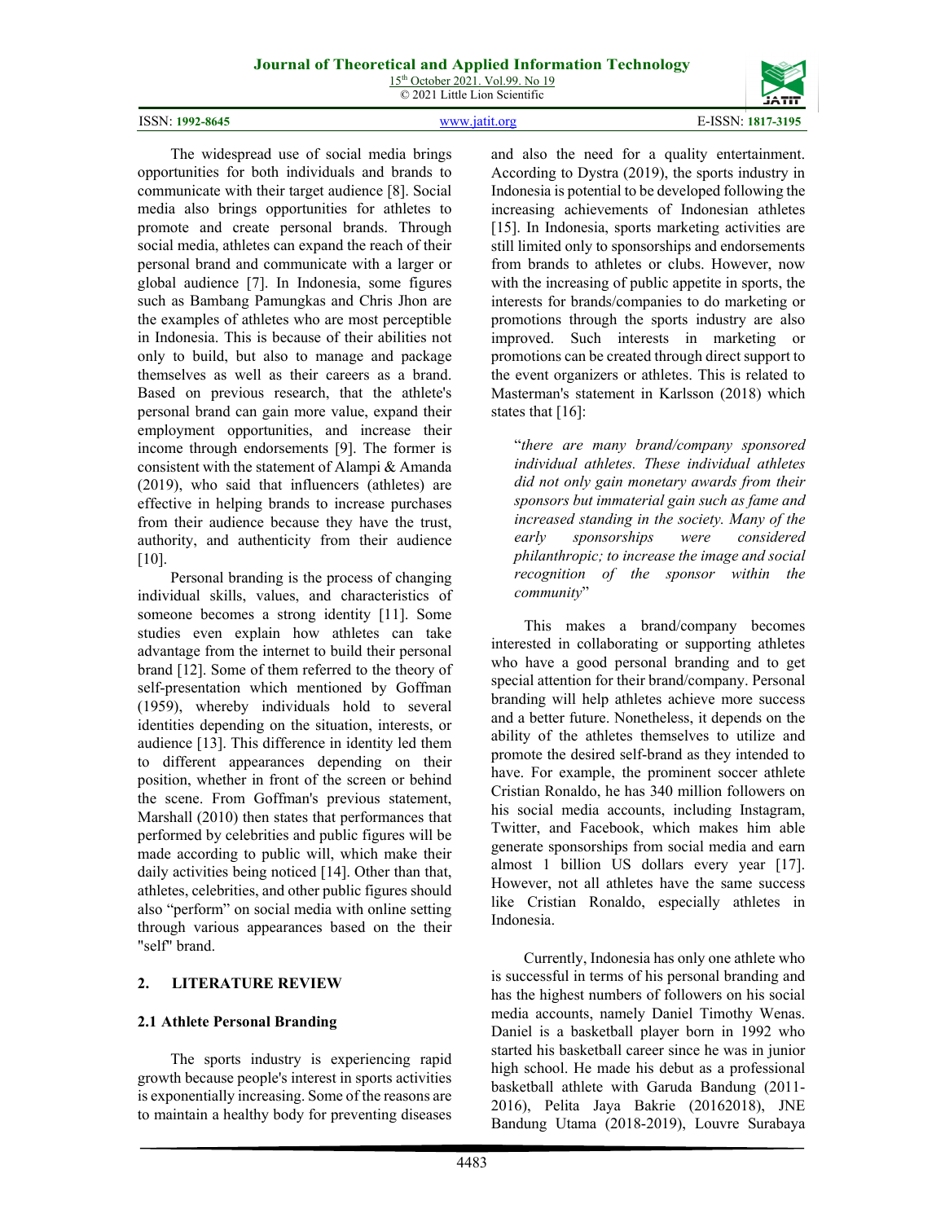The widespread use of social media brings opportunities for both individuals and brands to communicate with their target audience [8]. Social media also brings opportunities for athletes to promote and create personal brands. Through social media, athletes can expand the reach of their personal brand and communicate with a larger or global audience [7]. In Indonesia, some figures such as Bambang Pamungkas and Chris Jhon are the examples of athletes who are most perceptible in Indonesia. This is because of their abilities not only to build, but also to manage and package themselves as well as their careers as a brand. Based on previous research, that the athlete's personal brand can gain more value, expand their employment opportunities, and increase their income through endorsements [9]. The former is consistent with the statement of Alampi & Amanda (2019), who said that influencers (athletes) are effective in helping brands to increase purchases from their audience because they have the trust, authority, and authenticity from their audience [10].

Personal branding is the process of changing individual skills, values, and characteristics of someone becomes a strong identity [11]. Some studies even explain how athletes can take advantage from the internet to build their personal brand [12]. Some of them referred to the theory of self-presentation which mentioned by Goffman (1959), whereby individuals hold to several identities depending on the situation, interests, or audience [13]. This difference in identity led them to different appearances depending on their position, whether in front of the screen or behind the scene. From Goffman's previous statement, Marshall (2010) then states that performances that performed by celebrities and public figures will be made according to public will, which make their daily activities being noticed [14]. Other than that, athletes, celebrities, and other public figures should also "perform" on social media with online setting through various appearances based on the their "self" brand.

## 2. LITERATURE REVIEW

### 2.1 Athlete Personal Branding

The sports industry is experiencing rapid growth because people's interest in sports activities is exponentially increasing. Some of the reasons are to maintain a healthy body for preventing diseases and also the need for a quality entertainment. According to Dystra (2019), the sports industry in Indonesia is potential to be developed following the increasing achievements of Indonesian athletes [15]. In Indonesia, sports marketing activities are still limited only to sponsorships and endorsements from brands to athletes or clubs. However, now with the increasing of public appetite in sports, the interests for brands/companies to do marketing or promotions through the sports industry are also improved. Such interests in marketing or promotions can be created through direct support to the event organizers or athletes. This is related to Masterman's statement in Karlsson (2018) which states that [16]:

> "*there are many brand/company sponsored individual athletes. These individual athletes did not only gain monetary awards from their sponsors but immaterial gain such as fame and increased standing in the society. Many of the early sponsorships were considered philanthropic; to increase the image and social recognition of the sponsor within the community*"

This makes a brand/company becomes interested in collaborating or supporting athletes who have a good personal branding and to get special attention for their brand/company. Personal branding will help athletes achieve more success and a better future. Nonetheless, it depends on the ability of the athletes themselves to utilize and promote the desired self-brand as they intended to have. For example, the prominent soccer athlete Cristian Ronaldo, he has 340 million followers on his social media accounts, including Instagram, Twitter, and Facebook, which makes him able generate sponsorships from social media and earn almost 1 billion US dollars every year [17]. However, not all athletes have the same success like Cristian Ronaldo, especially athletes in Indonesia.

Currently, Indonesia has only one athlete who is successful in terms of his personal branding and has the highest numbers of followers on his social media accounts, namely Daniel Timothy Wenas. Daniel is a basketball player born in 1992 who started his basketball career since he was in junior high school. He made his debut as a professional basketball athlete with Garuda Bandung (2011-2016), Pelita Jaya Bakrie (20162018), JNE Bandung Utama (2018-2019), Louvre Surabaya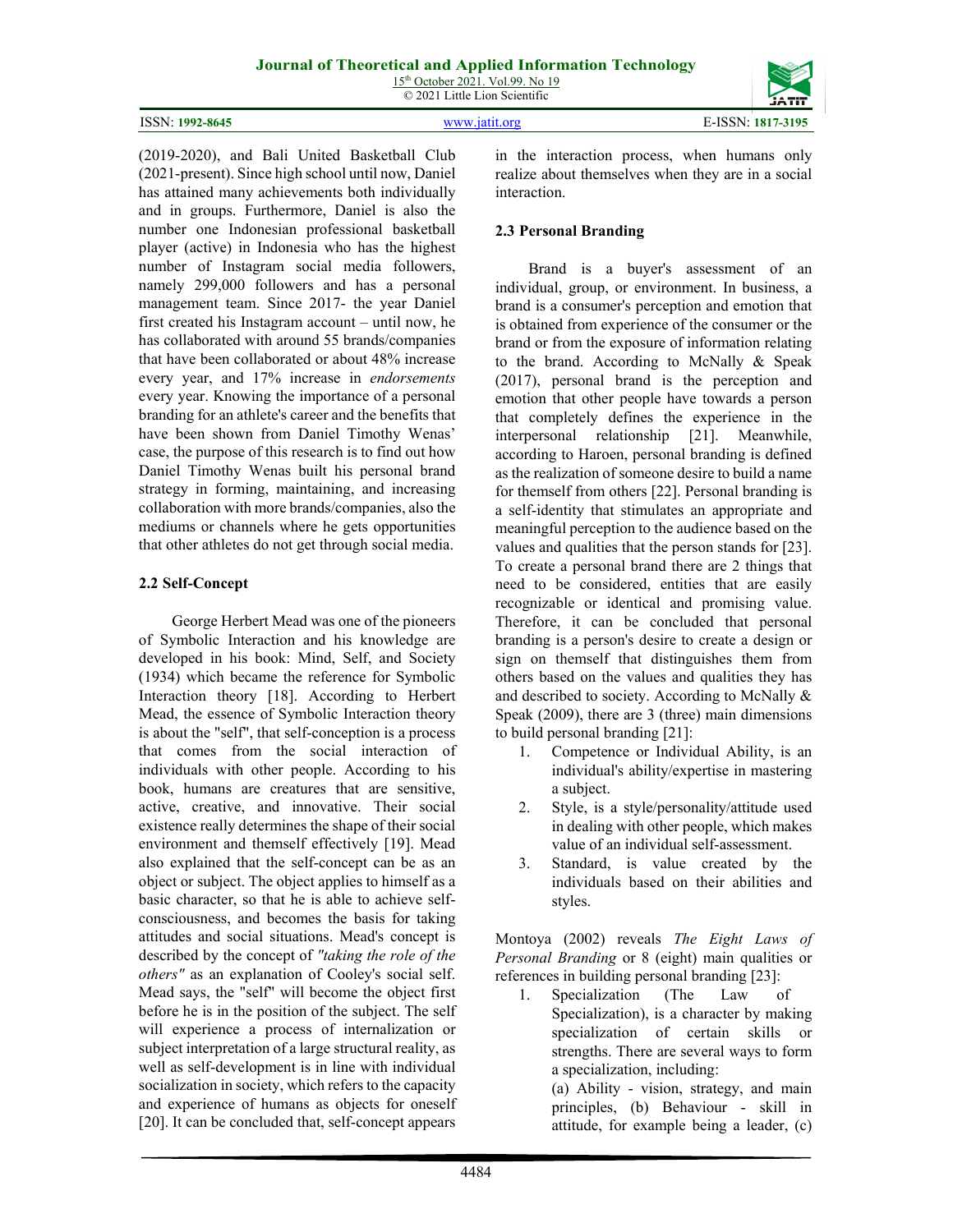(2019-2020), and Bali United Basketball Club (2021-present). Since high school until now, Daniel has attained many achievements both individually and in groups. Furthermore, Daniel is also the number one Indonesian professional basketball player (active) in Indonesia who has the highest number of Instagram social media followers, namely 299,000 followers and has a personal management team. Since 2017- the year Daniel first created his Instagram account – until now, he has collaborated with around 55 brands/companies that have been collaborated or about 48% increase every year, and 17% increase in *endorsements* every year. Knowing the importance of a personal branding for an athlete's career and the benefits that have been shown from Daniel Timothy Wenas' case, the purpose of this research is to find out how Daniel Timothy Wenas built his personal brand strategy in forming, maintaining, and increasing collaboration with more brands/companies, also the mediums or channels where he gets opportunities that other athletes do not get through social media.

### 2.2 Self-Concept

George Herbert Mead was one of the pioneers of Symbolic Interaction and his knowledge are developed in his book: Mind, Self, and Society (1934) which became the reference for Symbolic Interaction theory [18]. According to Herbert Mead, the essence of Symbolic Interaction theory is about the "self", that self-conception is a process that comes from the social interaction of individuals with other people. According to his book, humans are creatures that are sensitive, active, creative, and innovative. Their social existence really determines the shape of their social environment and themself effectively [19]. Mead also explained that the self-concept can be as an object or subject. The object applies to himself as a basic character, so that he is able to achieve self-consciousness, and becomes the basis for taking attitudes and social situations. Mead's concept is described by the concept of *"taking the role of the others"* as an explanation of Cooley's social self. Mead says, the "self" will become the object first before he is in the position of the subject. The self will experience a process of internalization or subject interpretation of a large structural reality, as well as self-development is in line with individual socialization in society, which refers to the capacity and experience of humans as objects for oneself [20]. It can be concluded that, self-concept appears in the interaction process, when humans only realize about themselves when they are in a social interaction.

### 2.3 Personal Branding

Brand is a buyer's assessment of an individual, group, or environment. In business, a brand is a consumer's perception and emotion that is obtained from experience of the consumer or the brand or from the exposure of information relating to the brand. According to McNally & Speak (2017), personal brand is the perception and emotion that other people have towards a person that completely defines the experience in the interpersonal relationship [21]. Meanwhile, according to Haroen, personal branding is defined as the realization of someone desire to build a name for themself from others [22]. Personal branding is a self-identity that stimulates an appropriate and meaningful perception to the audience based on the values and qualities that the person stands for [23]. To create a personal brand there are 2 things that need to be considered, entities that are easily recognizable or identical and promising value. Therefore, it can be concluded that personal branding is a person's desire to create a design or sign on themself that distinguishes them from others based on the values and qualities they has and described to society. According to McNally & Speak (2009), there are 3 (three) main dimensions to build personal branding [21]:

1. Competence or Individual Ability, is an individual's ability/expertise in mastering a subject.
2. Style, is a style/personality/attitude used in dealing with other people, which makes value of an individual self-assessment.
3. Standard, is value created by the individuals based on their abilities and styles.

Montoya (2002) reveals *The Eight Laws of Personal Branding* or 8 (eight) main qualities or references in building personal branding [23]:

1. Specialization (The Law of Specialization), is a character by making specialization of certain skills or strengths. There are several ways to form a specialization, including:
   (a) Ability - vision, strategy, and main principles, (b) Behaviour - skill in attitude, for example being a leader, (c)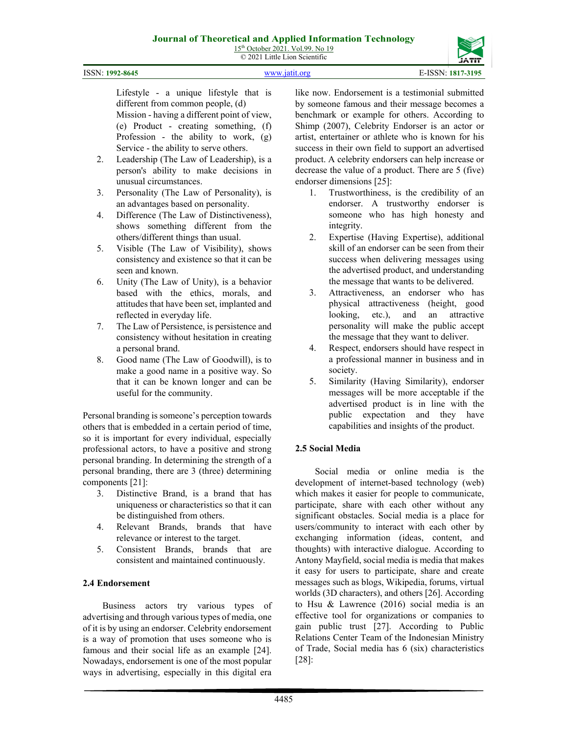Lifestyle - a unique lifestyle that is different from common people, (d) Mission - having a different point of view, (e) Product - creating something, (f) Profession - the ability to work, (g) Service - the ability to serve others.

2. Leadership (The Law of Leadership), is a person's ability to make decisions in unusual circumstances.
3. Personality (The Law of Personality), is an advantages based on personality.
4. Difference (The Law of Distinctiveness), shows something different from the others/different things than usual.
5. Visible (The Law of Visibility), shows consistency and existence so that it can be seen and known.
6. Unity (The Law of Unity), is a behavior based with the ethics, morals, and attitudes that have been set, implanted and reflected in everyday life.
7. The Law of Persistence, is persistence and consistency without hesitation in creating a personal brand.
8. Good name (The Law of Goodwill), is to make a good name in a positive way. So that it can be known longer and can be useful for the community.

Personal branding is someone's perception towards others that is embedded in a certain period of time, so it is important for every individual, especially professional actors, to have a positive and strong personal branding. In determining the strength of a personal branding, there are 3 (three) determining components [21]:

3. Distinctive Brand, is a brand that has uniqueness or characteristics so that it can be distinguished from others.
4. Relevant Brands, brands that have relevance or interest to the target.
5. Consistent Brands, brands that are consistent and maintained continuously.

### 2.4 Endorsement

Business actors try various types of advertising and through various types of media, one of it is by using an endorser. Celebrity endorsement is a way of promotion that uses someone who is famous and their social life as an example [24]. Nowadays, endorsement is one of the most popular ways in advertising, especially in this digital era like now. Endorsement is a testimonial submitted by someone famous and their message becomes a benchmark or example for others. According to Shimp (2007), Celebrity Endorser is an actor or artist, entertainer or athlete who is known for his success in their own field to support an advertised product. A celebrity endorsers can help increase or decrease the value of a product. There are 5 (five) endorser dimensions [25]:

1. Trustworthiness, is the credibility of an endorser. A trustworthy endorser is someone who has high honesty and integrity.
2. Expertise (Having Expertise), additional skill of an endorser can be seen from their success when delivering messages using the advertised product, and understanding the message that wants to be delivered.
3. Attractiveness, an endorser who has physical attractiveness (height, good looking, etc.), and an attractive personality will make the public accept the message that they want to deliver.
4. Respect, endorsers should have respect in a professional manner in business and in society.
5. Similarity (Having Similarity), endorser messages will be more acceptable if the advertised product is in line with the public expectation and they have capabilities and insights of the product.

### 2.5 Social Media

Social media or online media is the development of internet-based technology (web) which makes it easier for people to communicate, participate, share with each other without any significant obstacles. Social media is a place for users/community to interact with each other by exchanging information (ideas, content, and thoughts) with interactive dialogue. According to Antony Mayfield, social media is media that makes it easy for users to participate, share and create messages such as blogs, Wikipedia, forums, virtual worlds (3D characters), and others [26]. According to Hsu & Lawrence (2016) social media is an effective tool for organizations or companies to gain public trust [27]. According to Public Relations Center Team of the Indonesian Ministry of Trade, Social media has 6 (six) characteristics [28]: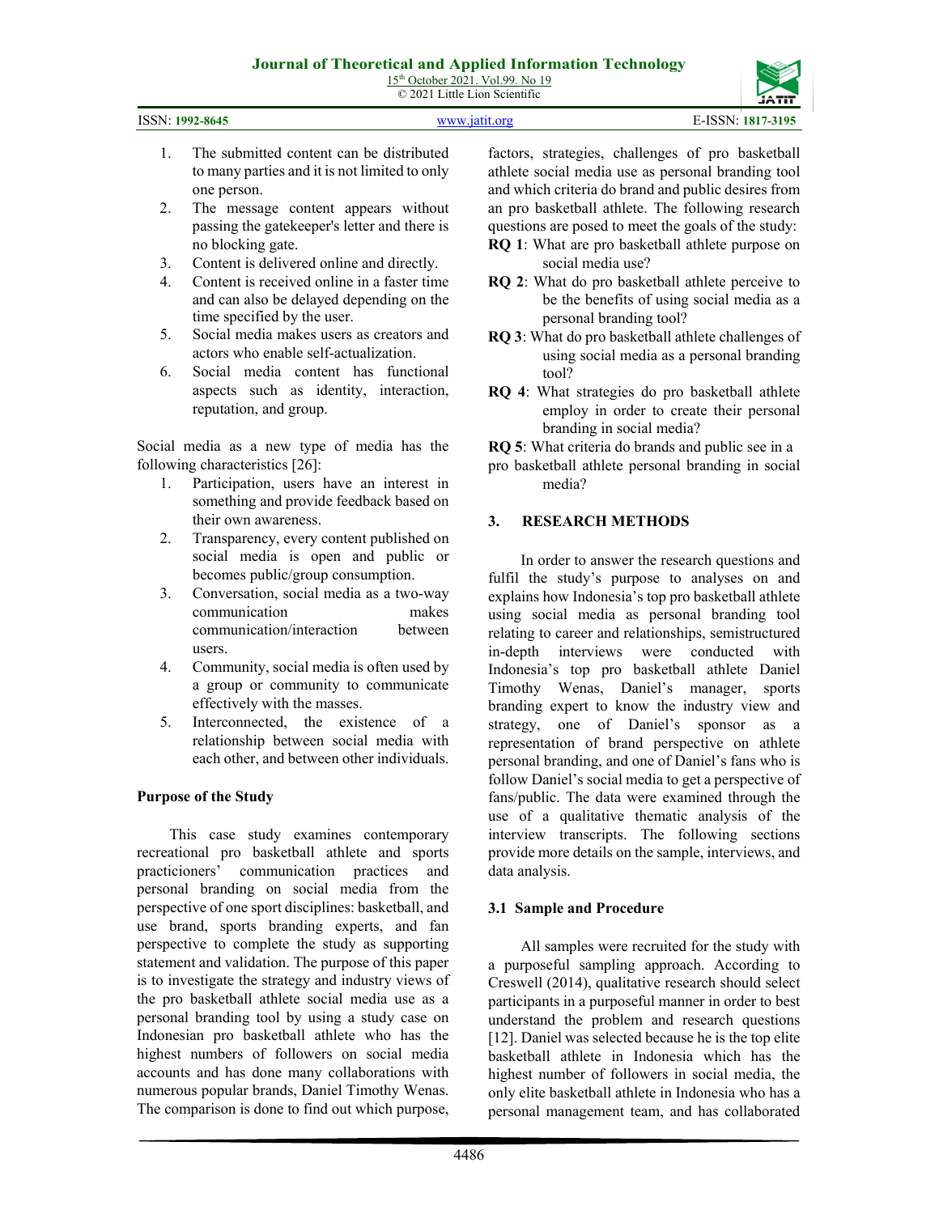1. The submitted content can be distributed to many parties and it is not limited to only one person.
2. The message content appears without passing the gatekeeper's letter and there is no blocking gate.
3. Content is delivered online and directly.
4. Content is received online in a faster time and can also be delayed depending on the time specified by the user.
5. Social media makes users as creators and actors who enable self-actualization.
6. Social media content has functional aspects such as identity, interaction, reputation, and group.

Social media as a new type of media has the following characteristics [26]:

1. Participation, users have an interest in something and provide feedback based on their own awareness.
2. Transparency, every content published on social media is open and public or becomes public/group consumption.
3. Conversation, social media as a two-way communication makes communication/interaction between users.
4. Community, social media is often used by a group or community to communicate effectively with the masses.
5. Interconnected, the existence of a relationship between social media with each other, and between other individuals.

**Purpose of the Study**

This case study examines contemporary recreational pro basketball athlete and sports practicioners' communication practices and personal branding on social media from the perspective of one sport disciplines: basketball, and use brand, sports branding experts, and fan perspective to complete the study as supporting statement and validation. The purpose of this paper is to investigate the strategy and industry views of the pro basketball athlete social media use as a personal branding tool by using a study case on Indonesian pro basketball athlete who has the highest numbers of followers on social media accounts and has done many collaborations with numerous popular brands, Daniel Timothy Wenas. The comparison is done to find out which purpose, factors, strategies, challenges of pro basketball athlete social media use as personal branding tool and which criteria do brand and public desires from an pro basketball athlete. The following research questions are posed to meet the goals of the study:

**RQ 1**: What are pro basketball athlete purpose on social media use?

**RQ 2**: What do pro basketball athlete perceive to be the benefits of using social media as a personal branding tool?

**RQ 3**: What do pro basketball athlete challenges of using social media as a personal branding tool?

**RQ 4**: What strategies do pro basketball athlete employ in order to create their personal branding in social media?

**RQ 5**: What criteria do brands and public see in a pro basketball athlete personal branding in social media?

## 3. RESEARCH METHODS

In order to answer the research questions and fulfil the study's purpose to analyses on and explains how Indonesia's top pro basketball athlete using social media as personal branding tool relating to career and relationships, semistructured in-depth interviews were conducted with Indonesia's top pro basketball athlete Daniel Timothy Wenas, Daniel's manager, sports branding expert to know the industry view and strategy, one of Daniel's sponsor as a representation of brand perspective on athlete personal branding, and one of Daniel's fans who is follow Daniel's social media to get a perspective of fans/public. The data were examined through the use of a qualitative thematic analysis of the interview transcripts. The following sections provide more details on the sample, interviews, and data analysis.

### 3.1 Sample and Procedure

All samples were recruited for the study with a purposeful sampling approach. According to Creswell (2014), qualitative research should select participants in a purposeful manner in order to best understand the problem and research questions [12]. Daniel was selected because he is the top elite basketball athlete in Indonesia which has the highest number of followers in social media, the only elite basketball athlete in Indonesia who has a personal management team, and has collaborated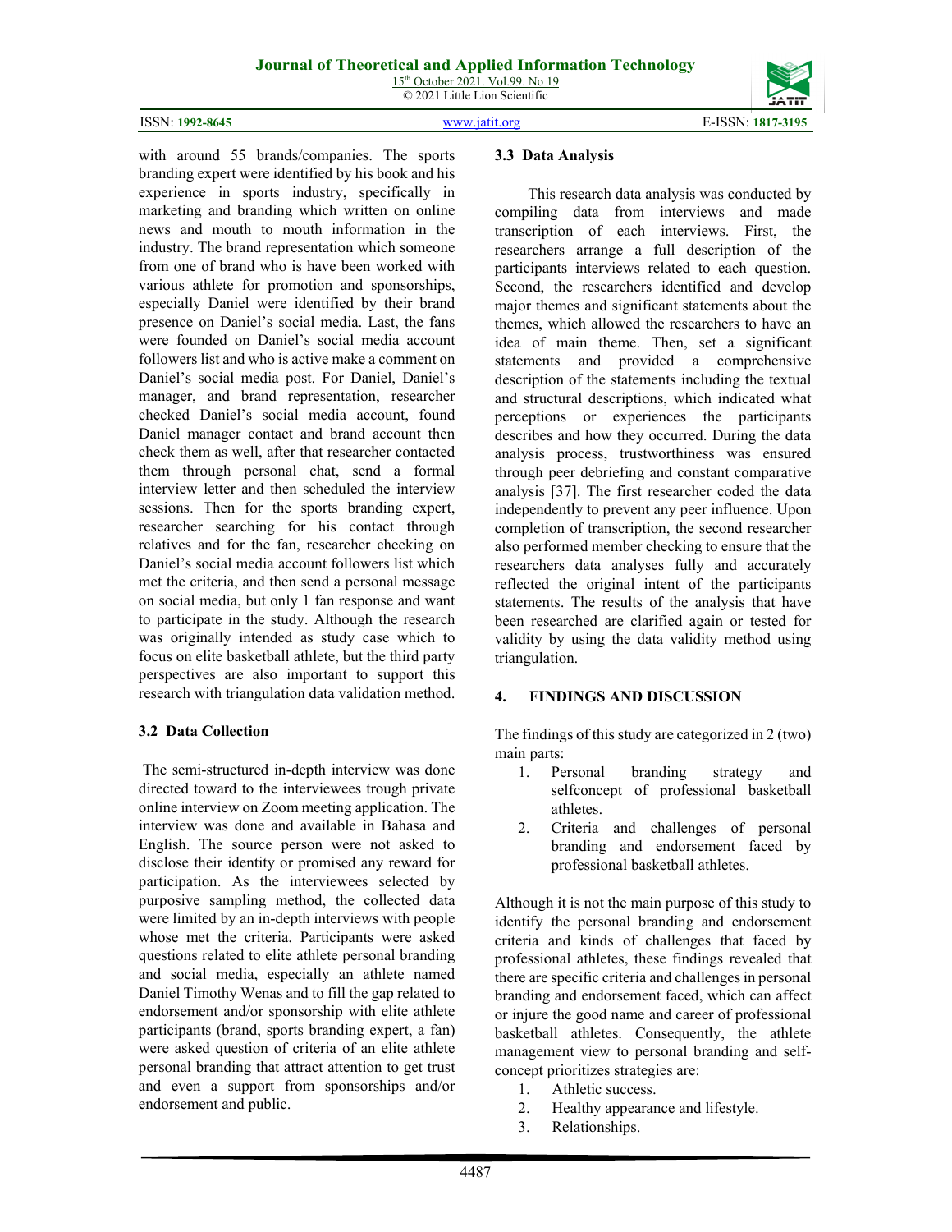with around 55 brands/companies. The sports branding expert were identified by his book and his experience in sports industry, specifically in marketing and branding which written on online news and mouth to mouth information in the industry. The brand representation which someone from one of brand who is have been worked with various athlete for promotion and sponsorships, especially Daniel were identified by their brand presence on Daniel's social media. Last, the fans were founded on Daniel's social media account followers list and who is active make a comment on Daniel's social media post. For Daniel, Daniel's manager, and brand representation, researcher checked Daniel's social media account, found Daniel manager contact and brand account then check them as well, after that researcher contacted them through personal chat, send a formal interview letter and then scheduled the interview sessions. Then for the sports branding expert, researcher searching for his contact through relatives and for the fan, researcher checking on Daniel's social media account followers list which met the criteria, and then send a personal message on social media, but only 1 fan response and want to participate in the study. Although the research was originally intended as study case which to focus on elite basketball athlete, but the third party perspectives are also important to support this research with triangulation data validation method.

### 3.2 Data Collection

The semi-structured in-depth interview was done directed toward to the interviewees trough private online interview on Zoom meeting application. The interview was done and available in Bahasa and English. The source person were not asked to disclose their identity or promised any reward for participation. As the interviewees selected by purposive sampling method, the collected data were limited by an in-depth interviews with people whose met the criteria. Participants were asked questions related to elite athlete personal branding and social media, especially an athlete named Daniel Timothy Wenas and to fill the gap related to endorsement and/or sponsorship with elite athlete participants (brand, sports branding expert, a fan) were asked question of criteria of an elite athlete personal branding that attract attention to get trust and even a support from sponsorships and/or endorsement and public.

### 3.3 Data Analysis

This research data analysis was conducted by compiling data from interviews and made transcription of each interviews. First, the researchers arrange a full description of the participants interviews related to each question. Second, the researchers identified and develop major themes and significant statements about the themes, which allowed the researchers to have an idea of main theme. Then, set a significant statements and provided a comprehensive description of the statements including the textual and structural descriptions, which indicated what perceptions or experiences the participants describes and how they occurred. During the data analysis process, trustworthiness was ensured through peer debriefing and constant comparative analysis [37]. The first researcher coded the data independently to prevent any peer influence. Upon completion of transcription, the second researcher also performed member checking to ensure that the researchers data analyses fully and accurately reflected the original intent of the participants statements. The results of the analysis that have been researched are clarified again or tested for validity by using the data validity method using triangulation.

## 4. FINDINGS AND DISCUSSION

The findings of this study are categorized in 2 (two) main parts:

1. Personal branding strategy and selfconcept of professional basketball athletes.
2. Criteria and challenges of personal branding and endorsement faced by professional basketball athletes.

Although it is not the main purpose of this study to identify the personal branding and endorsement criteria and kinds of challenges that faced by professional athletes, these findings revealed that there are specific criteria and challenges in personal branding and endorsement faced, which can affect or injure the good name and career of professional basketball athletes. Consequently, the athlete management view to personal branding and self-concept prioritizes strategies are:

1. Athletic success.
2. Healthy appearance and lifestyle.
3. Relationships.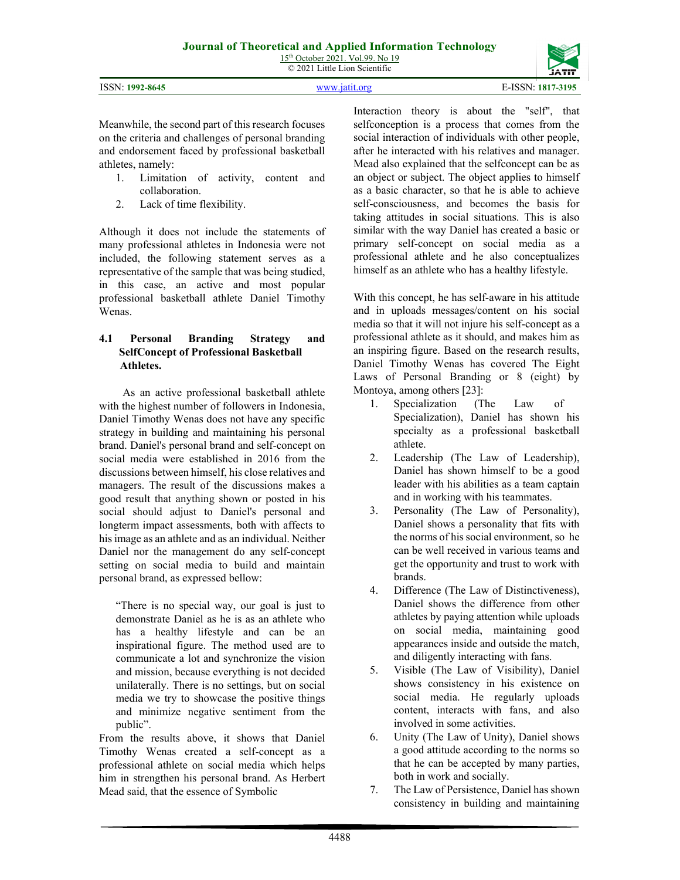Meanwhile, the second part of this research focuses on the criteria and challenges of personal branding and endorsement faced by professional basketball athletes, namely:

1. Limitation of activity, content and collaboration.
2. Lack of time flexibility.

Although it does not include the statements of many professional athletes in Indonesia were not included, the following statement serves as a representative of the sample that was being studied, in this case, an active and most popular professional basketball athlete Daniel Timothy Wenas.

### 4.1 Personal Branding Strategy and SelfConcept of Professional Basketball Athletes.

As an active professional basketball athlete with the highest number of followers in Indonesia, Daniel Timothy Wenas does not have any specific strategy in building and maintaining his personal brand. Daniel's personal brand and self-concept on social media were established in 2016 from the discussions between himself, his close relatives and managers. The result of the discussions makes a good result that anything shown or posted in his social should adjust to Daniel's personal and longterm impact assessments, both with affects to his image as an athlete and as an individual. Neither Daniel nor the management do any self-concept setting on social media to build and maintain personal brand, as expressed bellow:

> "There is no special way, our goal is just to demonstrate Daniel as he is as an athlete who has a healthy lifestyle and can be an inspirational figure. The method used are to communicate a lot and synchronize the vision and mission, because everything is not decided unilaterally. There is no settings, but on social media we try to showcase the positive things and minimize negative sentiment from the public".

From the results above, it shows that Daniel Timothy Wenas created a self-concept as a professional athlete on social media which helps him in strengthen his personal brand. As Herbert Mead said, that the essence of Symbolic Interaction theory is about the "self", that selfconception is a process that comes from the social interaction of individuals with other people, after he interacted with his relatives and manager. Mead also explained that the selfconcept can be as an object or subject. The object applies to himself as a basic character, so that he is able to achieve self-consciousness, and becomes the basis for taking attitudes in social situations. This is also similar with the way Daniel has created a basic or primary self-concept on social media as a professional athlete and he also conceptualizes himself as an athlete who has a healthy lifestyle.

With this concept, he has self-aware in his attitude and in uploads messages/content on his social media so that it will not injure his self-concept as a professional athlete as it should, and makes him as an inspiring figure. Based on the research results, Daniel Timothy Wenas has covered The Eight Laws of Personal Branding or 8 (eight) by Montoya, among others [23]:

1. Specialization (The Law of Specialization), Daniel has shown his specialty as a professional basketball athlete.
2. Leadership (The Law of Leadership), Daniel has shown himself to be a good leader with his abilities as a team captain and in working with his teammates.
3. Personality (The Law of Personality), Daniel shows a personality that fits with the norms of his social environment, so he can be well received in various teams and get the opportunity and trust to work with brands.
4. Difference (The Law of Distinctiveness), Daniel shows the difference from other athletes by paying attention while uploads on social media, maintaining good appearances inside and outside the match, and diligently interacting with fans.
5. Visible (The Law of Visibility), Daniel shows consistency in his existence on social media. He regularly uploads content, interacts with fans, and also involved in some activities.
6. Unity (The Law of Unity), Daniel shows a good attitude according to the norms so that he can be accepted by many parties, both in work and socially.
7. The Law of Persistence, Daniel has shown consistency in building and maintaining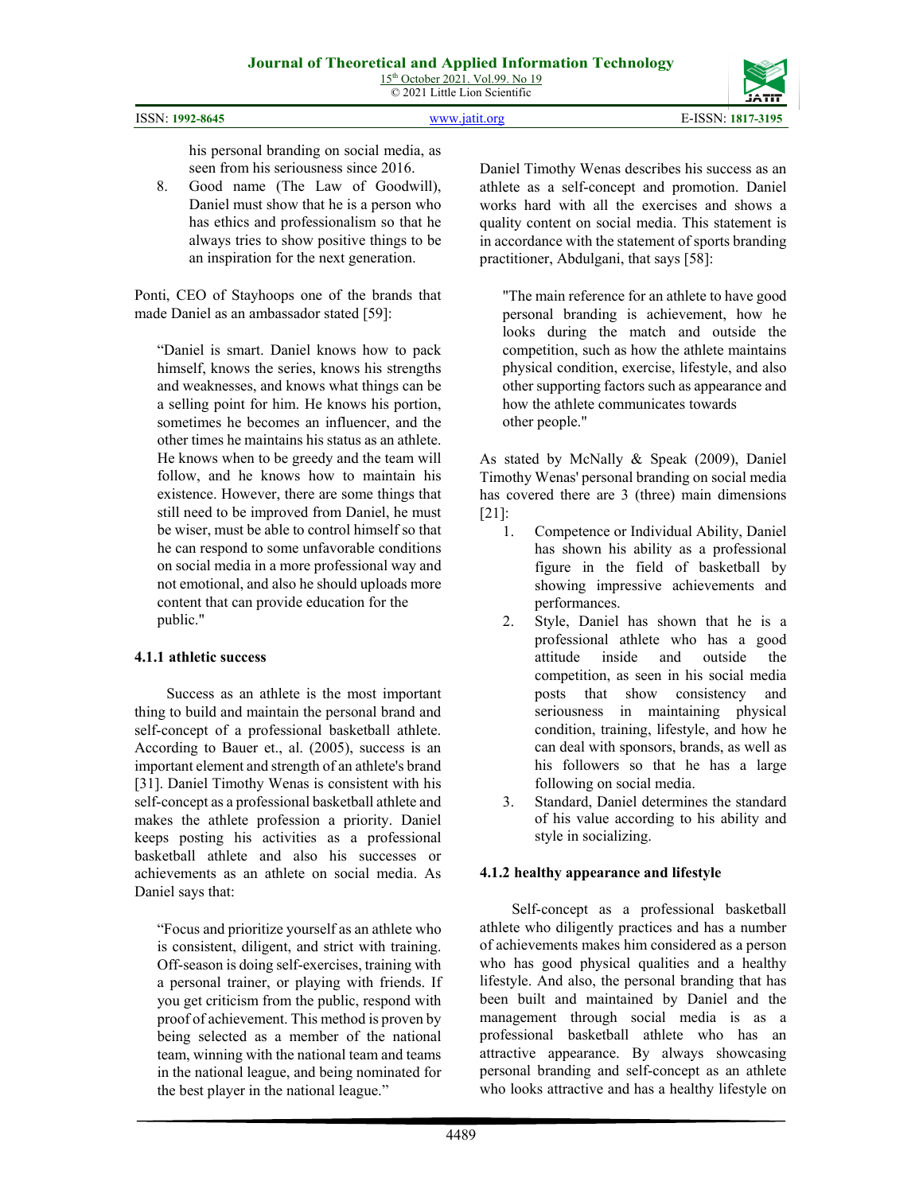his personal branding on social media, as seen from his seriousness since 2016.

8. Good name (The Law of Goodwill), Daniel must show that he is a person who has ethics and professionalism so that he always tries to show positive things to be an inspiration for the next generation.

Ponti, CEO of Stayhoops one of the brands that made Daniel as an ambassador stated [59]:

> “Daniel is smart. Daniel knows how to pack himself, knows the series, knows his strengths and weaknesses, and knows what things can be a selling point for him. He knows his portion, sometimes he becomes an influencer, and the other times he maintains his status as an athlete. He knows when to be greedy and the team will follow, and he knows how to maintain his existence. However, there are some things that still need to be improved from Daniel, he must be wiser, must be able to control himself so that he can respond to some unfavorable conditions on social media in a more professional way and not emotional, and also he should uploads more content that can provide education for the public."

#### 4.1.1 athletic success

Success as an athlete is the most important thing to build and maintain the personal brand and self-concept of a professional basketball athlete. According to Bauer et., al. (2005), success is an important element and strength of an athlete's brand [31]. Daniel Timothy Wenas is consistent with his self-concept as a professional basketball athlete and makes the athlete profession a priority. Daniel keeps posting his activities as a professional basketball athlete and also his successes or achievements as an athlete on social media. As Daniel says that:

> “Focus and prioritize yourself as an athlete who is consistent, diligent, and strict with training. Off-season is doing self-exercises, training with a personal trainer, or playing with friends. If you get criticism from the public, respond with proof of achievement. This method is proven by being selected as a member of the national team, winning with the national team and teams in the national league, and being nominated for the best player in the national league.”

Daniel Timothy Wenas describes his success as an athlete as a self-concept and promotion. Daniel works hard with all the exercises and shows a quality content on social media. This statement is in accordance with the statement of sports branding practitioner, Abdulgani, that says [58]:

> "The main reference for an athlete to have good personal branding is achievement, how he looks during the match and outside the competition, such as how the athlete maintains physical condition, exercise, lifestyle, and also other supporting factors such as appearance and how the athlete communicates towards other people."

As stated by McNally & Speak (2009), Daniel Timothy Wenas' personal branding on social media has covered there are 3 (three) main dimensions [21]:

1. Competence or Individual Ability, Daniel has shown his ability as a professional figure in the field of basketball by showing impressive achievements and performances.
2. Style, Daniel has shown that he is a professional athlete who has a good attitude inside and outside the competition, as seen in his social media posts that show consistency and seriousness in maintaining physical condition, training, lifestyle, and how he can deal with sponsors, brands, as well as his followers so that he has a large following on social media.
3. Standard, Daniel determines the standard of his value according to his ability and style in socializing.

#### 4.1.2 healthy appearance and lifestyle

Self-concept as a professional basketball athlete who diligently practices and has a number of achievements makes him considered as a person who has good physical qualities and a healthy lifestyle. And also, the personal branding that has been built and maintained by Daniel and the management through social media is as a professional basketball athlete who has an attractive appearance. By always showcasing personal branding and self-concept as an athlete who looks attractive and has a healthy lifestyle on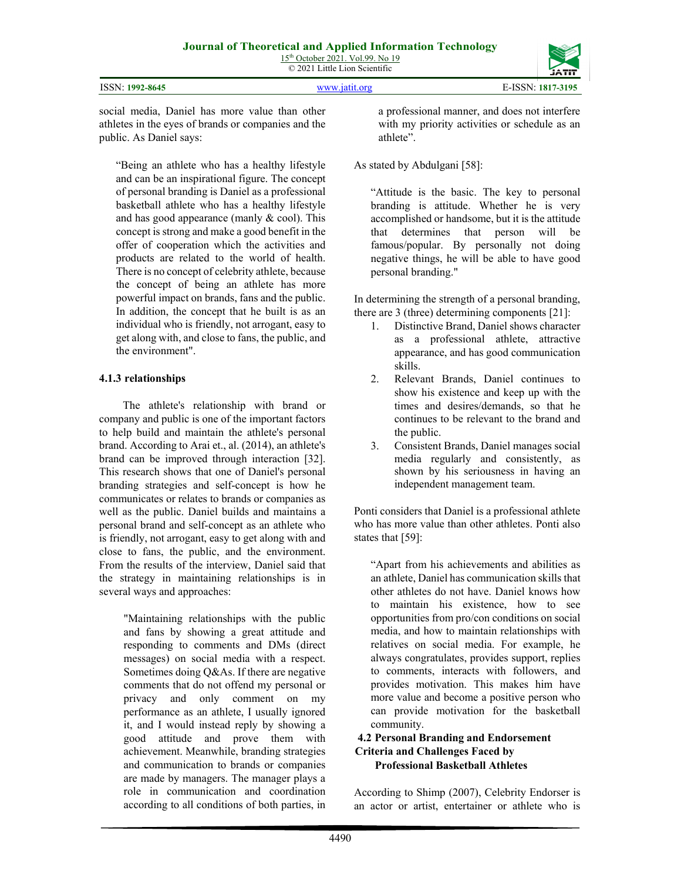social media, Daniel has more value than other athletes in the eyes of brands or companies and the public. As Daniel says:

> "Being an athlete who has a healthy lifestyle and can be an inspirational figure. The concept of personal branding is Daniel as a professional basketball athlete who has a healthy lifestyle and has good appearance (manly & cool). This concept is strong and make a good benefit in the offer of cooperation which the activities and products are related to the world of health. There is no concept of celebrity athlete, because the concept of being an athlete has more powerful impact on brands, fans and the public. In addition, the concept that he built is as an individual who is friendly, not arrogant, easy to get along with, and close to fans, the public, and the environment".

### 4.1.3 relationships

The athlete's relationship with brand or company and public is one of the important factors to help build and maintain the athlete's personal brand. According to Arai et., al. (2014), an athlete's brand can be improved through interaction [32]. This research shows that one of Daniel's personal branding strategies and self-concept is how he communicates or relates to brands or companies as well as the public. Daniel builds and maintains a personal brand and self-concept as an athlete who is friendly, not arrogant, easy to get along with and close to fans, the public, and the environment. From the results of the interview, Daniel said that the strategy in maintaining relationships is in several ways and approaches:

> "Maintaining relationships with the public and fans by showing a great attitude and responding to comments and DMs (direct messages) on social media with a respect. Sometimes doing Q&As. If there are negative comments that do not offend my personal or privacy and only comment on my performance as an athlete, I usually ignored it, and I would instead reply by showing a good attitude and prove them with achievement. Meanwhile, branding strategies and communication to brands or companies are made by managers. The manager plays a role in communication and coordination according to all conditions of both parties, in a professional manner, and does not interfere with my priority activities or schedule as an athlete".

As stated by Abdulgani [58]:

> "Attitude is the basic. The key to personal branding is attitude. Whether he is very accomplished or handsome, but it is the attitude that determines that person will be famous/popular. By personally not doing negative things, he will be able to have good personal branding."

In determining the strength of a personal branding, there are 3 (three) determining components [21]:

1. Distinctive Brand, Daniel shows character as a professional athlete, attractive appearance, and has good communication skills.
2. Relevant Brands, Daniel continues to show his existence and keep up with the times and desires/demands, so that he continues to be relevant to the brand and the public.
3. Consistent Brands, Daniel manages social media regularly and consistently, as shown by his seriousness in having an independent management team.

Ponti considers that Daniel is a professional athlete who has more value than other athletes. Ponti also states that [59]:

> "Apart from his achievements and abilities as an athlete, Daniel has communication skills that other athletes do not have. Daniel knows how to maintain his existence, how to see opportunities from pro/con conditions on social media, and how to maintain relationships with relatives on social media. For example, he always congratulates, provides support, replies to comments, interacts with followers, and provides motivation. This makes him have more value and become a positive person who can provide motivation for the basketball community.

### 4.2 Personal Branding and Endorsement Criteria and Challenges Faced by Professional Basketball Athletes

According to Shimp (2007), Celebrity Endorser is an actor or artist, entertainer or athlete who is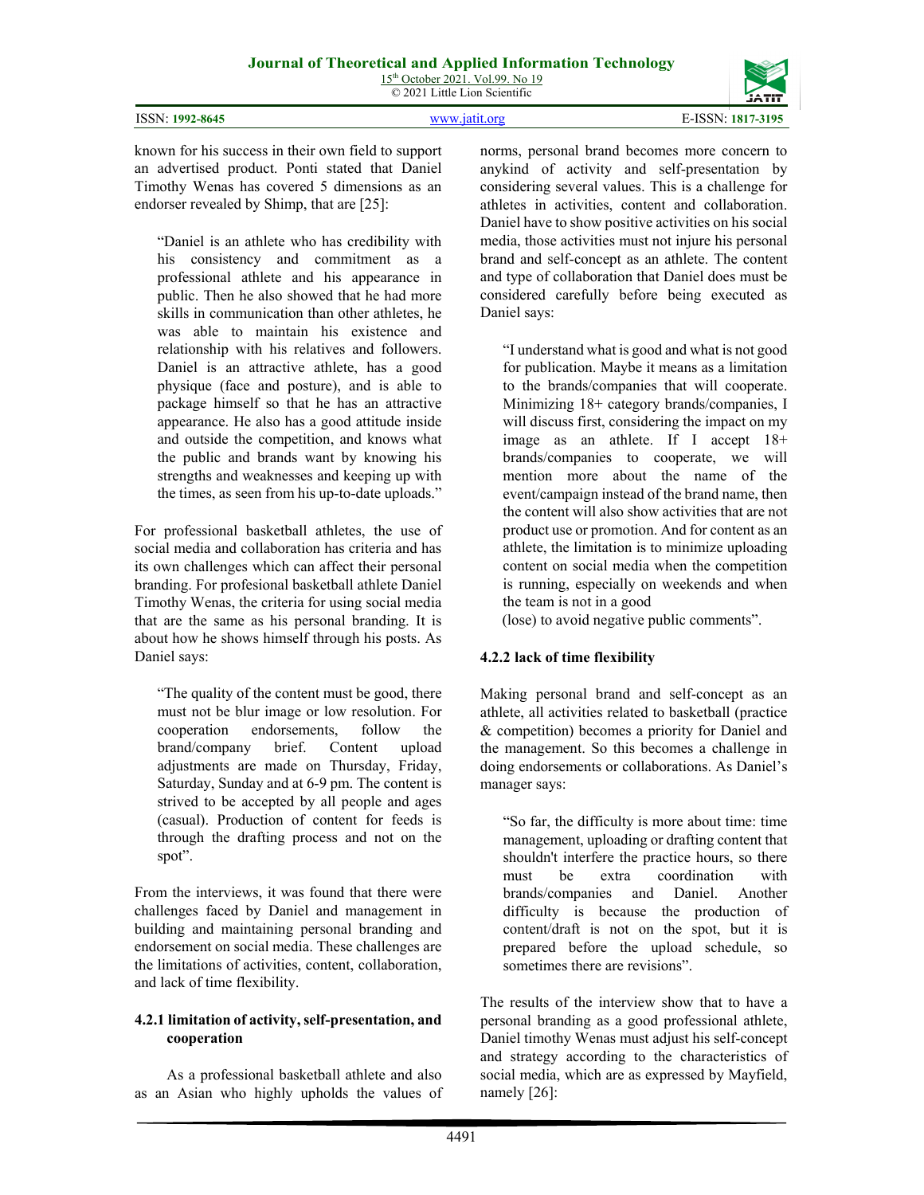known for his success in their own field to support an advertised product. Ponti stated that Daniel Timothy Wenas has covered 5 dimensions as an endorser revealed by Shimp, that are [25]:

> "Daniel is an athlete who has credibility with his consistency and commitment as a professional athlete and his appearance in public. Then he also showed that he had more skills in communication than other athletes, he was able to maintain his existence and relationship with his relatives and followers. Daniel is an attractive athlete, has a good physique (face and posture), and is able to package himself so that he has an attractive appearance. He also has a good attitude inside and outside the competition, and knows what the public and brands want by knowing his strengths and weaknesses and keeping up with the times, as seen from his up-to-date uploads."

For professional basketball athletes, the use of social media and collaboration has criteria and has its own challenges which can affect their personal branding. For profesional basketball athlete Daniel Timothy Wenas, the criteria for using social media that are the same as his personal branding. It is about how he shows himself through his posts. As Daniel says:

> "The quality of the content must be good, there must not be blur image or low resolution. For cooperation endorsements, follow the brand/company brief. Content upload adjustments are made on Thursday, Friday, Saturday, Sunday and at 6-9 pm. The content is strived to be accepted by all people and ages (casual). Production of content for feeds is through the drafting process and not on the spot".

From the interviews, it was found that there were challenges faced by Daniel and management in building and maintaining personal branding and endorsement on social media. These challenges are the limitations of activities, content, collaboration, and lack of time flexibility.

#### 4.2.1 limitation of activity, self-presentation, and cooperation

As a professional basketball athlete and also as an Asian who highly upholds the values of norms, personal brand becomes more concern to anykind of activity and self-presentation by considering several values. This is a challenge for athletes in activities, content and collaboration. Daniel have to show positive activities on his social media, those activities must not injure his personal brand and self-concept as an athlete. The content and type of collaboration that Daniel does must be considered carefully before being executed as Daniel says:

> "I understand what is good and what is not good for publication. Maybe it means as a limitation to the brands/companies that will cooperate. Minimizing 18+ category brands/companies, I will discuss first, considering the impact on my image as an athlete. If I accept 18+ brands/companies to cooperate, we will mention more about the name of the event/campaign instead of the brand name, then the content will also show activities that are not product use or promotion. And for content as an athlete, the limitation is to minimize uploading content on social media when the competition is running, especially on weekends and when the team is not in a good (lose) to avoid negative public comments".

#### 4.2.2 lack of time flexibility

Making personal brand and self-concept as an athlete, all activities related to basketball (practice & competition) becomes a priority for Daniel and the management. So this becomes a challenge in doing endorsements or collaborations. As Daniel's manager says:

> "So far, the difficulty is more about time: time management, uploading or drafting content that shouldn't interfere the practice hours, so there must be extra coordination with brands/companies and Daniel. Another difficulty is because the production of content/draft is not on the spot, but it is prepared before the upload schedule, so sometimes there are revisions".

The results of the interview show that to have a personal branding as a good professional athlete, Daniel timothy Wenas must adjust his self-concept and strategy according to the characteristics of social media, which are as expressed by Mayfield, namely [26]: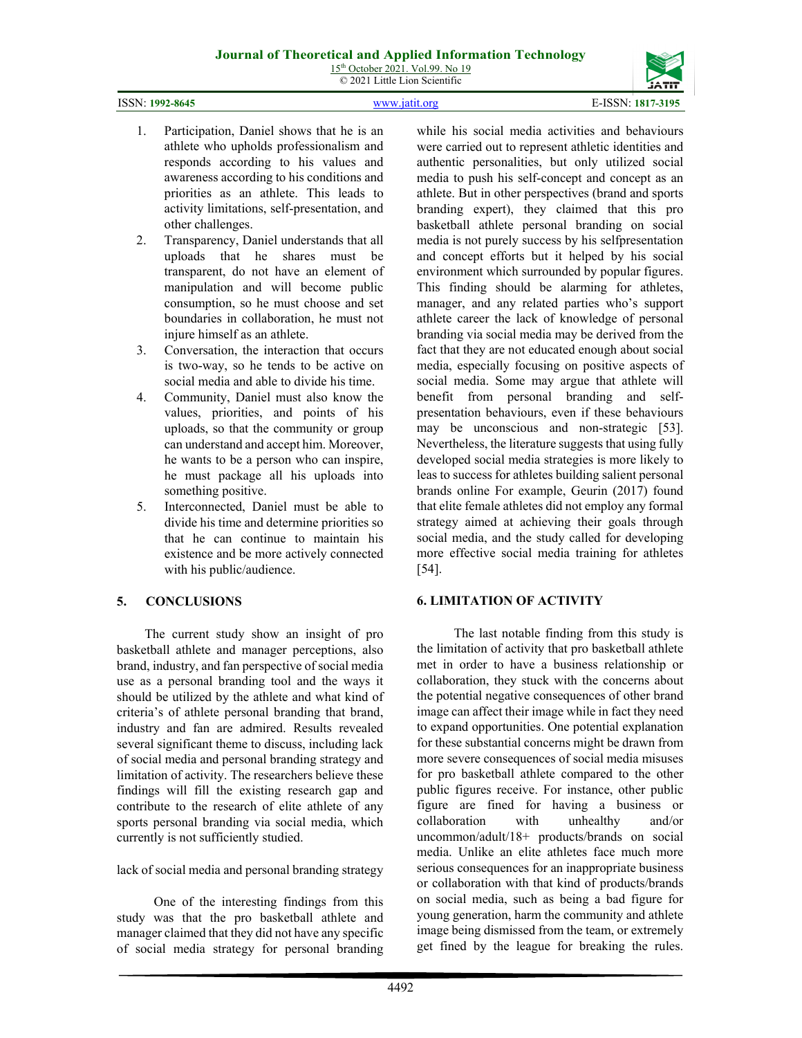1. Participation, Daniel shows that he is an athlete who upholds professionalism and responds according to his values and awareness according to his conditions and priorities as an athlete. This leads to activity limitations, self-presentation, and other challenges.
2. Transparency, Daniel understands that all uploads that he shares must be transparent, do not have an element of manipulation and will become public consumption, so he must choose and set boundaries in collaboration, he must not injure himself as an athlete.
3. Conversation, the interaction that occurs is two-way, so he tends to be active on social media and able to divide his time.
4. Community, Daniel must also know the values, priorities, and points of his uploads, so that the community or group can understand and accept him. Moreover, he wants to be a person who can inspire, he must package all his uploads into something positive.
5. Interconnected, Daniel must be able to divide his time and determine priorities so that he can continue to maintain his existence and be more actively connected with his public/audience.

## 5. CONCLUSIONS

The current study show an insight of pro basketball athlete and manager perceptions, also brand, industry, and fan perspective of social media use as a personal branding tool and the ways it should be utilized by the athlete and what kind of criteria's of athlete personal branding that brand, industry and fan are admired. Results revealed several significant theme to discuss, including lack of social media and personal branding strategy and limitation of activity. The researchers believe these findings will fill the existing research gap and contribute to the research of elite athlete of any sports personal branding via social media, which currently is not sufficiently studied.

lack of social media and personal branding strategy

One of the interesting findings from this study was that the pro basketball athlete and manager claimed that they did not have any specific of social media strategy for personal branding while his social media activities and behaviours were carried out to represent athletic identities and authentic personalities, but only utilized social media to push his self-concept and concept as an athlete. But in other perspectives (brand and sports branding expert), they claimed that this pro basketball athlete personal branding on social media is not purely success by his selfpresentation and concept efforts but it helped by his social environment which surrounded by popular figures. This finding should be alarming for athletes, manager, and any related parties who's support athlete career the lack of knowledge of personal branding via social media may be derived from the fact that they are not educated enough about social media, especially focusing on positive aspects of social media. Some may argue that athlete will benefit from personal branding and self-presentation behaviours, even if these behaviours may be unconscious and non-strategic [53]. Nevertheless, the literature suggests that using fully developed social media strategies is more likely to leas to success for athletes building salient personal brands online For example, Geurin (2017) found that elite female athletes did not employ any formal strategy aimed at achieving their goals through social media, and the study called for developing more effective social media training for athletes [54].

## 6. LIMITATION OF ACTIVITY

The last notable finding from this study is the limitation of activity that pro basketball athlete met in order to have a business relationship or collaboration, they stuck with the concerns about the potential negative consequences of other brand image can affect their image while in fact they need to expand opportunities. One potential explanation for these substantial concerns might be drawn from more severe consequences of social media misuses for pro basketball athlete compared to the other public figures receive. For instance, other public figure are fined for having a business or collaboration with unhealthy and/or uncommon/adult/18+ products/brands on social media. Unlike an elite athletes face much more serious consequences for an inappropriate business or collaboration with that kind of products/brands on social media, such as being a bad figure for young generation, harm the community and athlete image being dismissed from the team, or extremely get fined by the league for breaking the rules.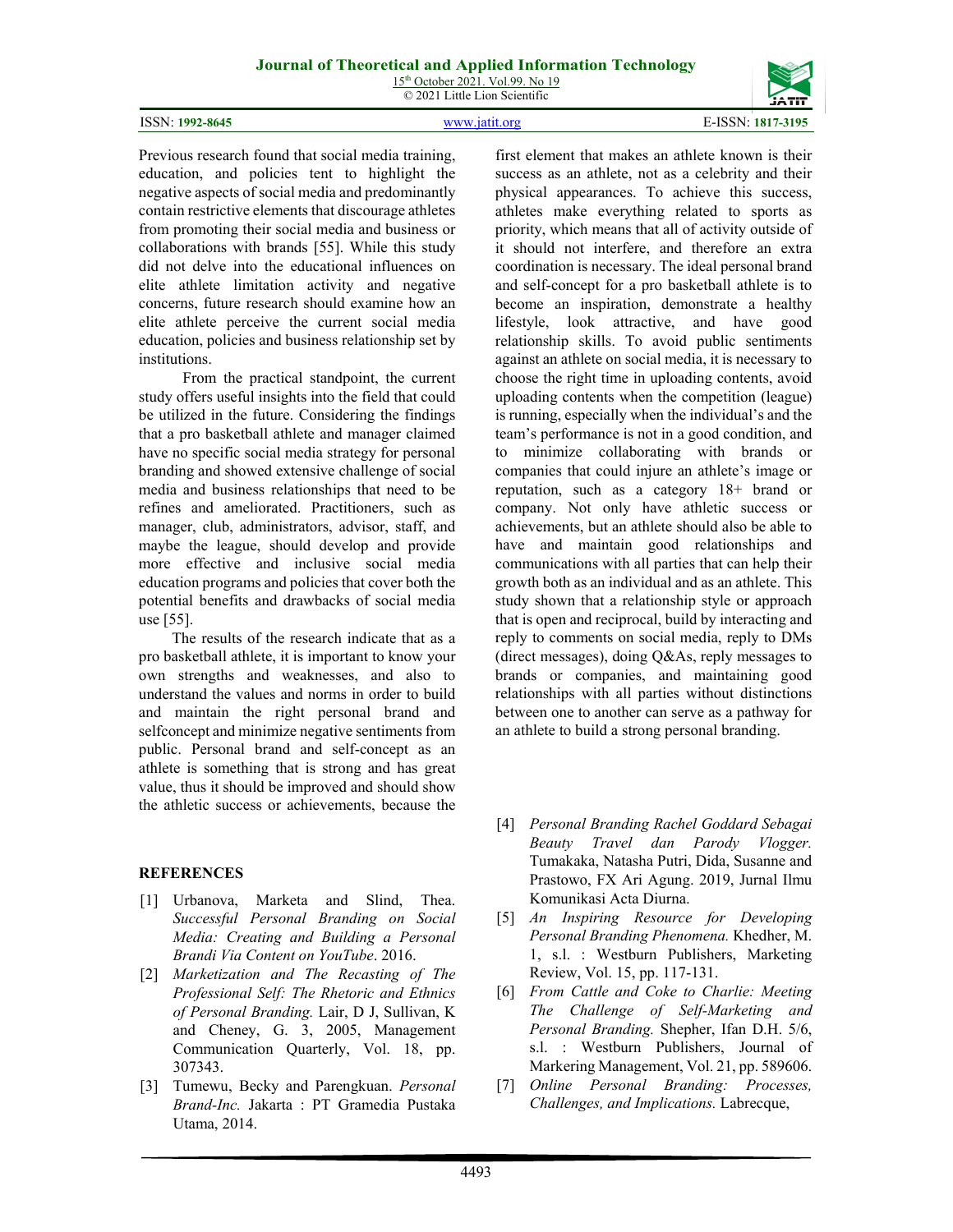Previous research found that social media training, education, and policies tent to highlight the negative aspects of social media and predominantly contain restrictive elements that discourage athletes from promoting their social media and business or collaborations with brands [55]. While this study did not delve into the educational influences on elite athlete limitation activity and negative concerns, future research should examine how an elite athlete perceive the current social media education, policies and business relationship set by institutions.

From the practical standpoint, the current study offers useful insights into the field that could be utilized in the future. Considering the findings that a pro basketball athlete and manager claimed have no specific social media strategy for personal branding and showed extensive challenge of social media and business relationships that need to be refines and ameliorated. Practitioners, such as manager, club, administrators, advisor, staff, and maybe the league, should develop and provide more effective and inclusive social media education programs and policies that cover both the potential benefits and drawbacks of social media use [55].

The results of the research indicate that as a pro basketball athlete, it is important to know your own strengths and weaknesses, and also to understand the values and norms in order to build and maintain the right personal brand and selfconcept and minimize negative sentiments from public. Personal brand and self-concept as an athlete is something that is strong and has great value, thus it should be improved and should show the athletic success or achievements, because the first element that makes an athlete known is their success as an athlete, not as a celebrity and their physical appearances. To achieve this success, athletes make everything related to sports as priority, which means that all of activity outside of it should not interfere, and therefore an extra coordination is necessary. The ideal personal brand and self-concept for a pro basketball athlete is to become an inspiration, demonstrate a healthy lifestyle, look attractive, and have good relationship skills. To avoid public sentiments against an athlete on social media, it is necessary to choose the right time in uploading contents, avoid uploading contents when the competition (league) is running, especially when the individual's and the team's performance is not in a good condition, and to minimize collaborating with brands or companies that could injure an athlete's image or reputation, such as a category 18+ brand or company. Not only have athletic success or achievements, but an athlete should also be able to have and maintain good relationships and communications with all parties that can help their growth both as an individual and as an athlete. This study shown that a relationship style or approach that is open and reciprocal, build by interacting and reply to comments on social media, reply to DMs (direct messages), doing Q&As, reply messages to brands or companies, and maintaining good relationships with all parties without distinctions between one to another can serve as a pathway for an athlete to build a strong personal branding.

## REFERENCES

[1] Urbanova, Marketa and Slind, Thea. *Successful Personal Branding on Social Media: Creating and Building a Personal Brandi Via Content on YouTube*. 2016.

[2] *Marketization and The Recasting of The Professional Self: The Rhetoric and Ethnics of Personal Branding.* Lair, D J, Sullivan, K and Cheney, G. 3, 2005, Management Communication Quarterly, Vol. 18, pp. 307343.

[3] Tumewu, Becky and Parengkuan. *Personal Brand-Inc.* Jakarta : PT Gramedia Pustaka Utama, 2014.

[4] *Personal Branding Rachel Goddard Sebagai Beauty Travel dan Parody Vlogger.* Tumakaka, Natasha Putri, Dida, Susanne and Prastowo, FX Ari Agung. 2019, Jurnal Ilmu Komunikasi Acta Diurna.

[5] *An Inspiring Resource for Developing Personal Branding Phenomena.* Khedher, M. 1, s.l. : Westburn Publishers, Marketing Review, Vol. 15, pp. 117-131.

[6] *From Cattle and Coke to Charlie: Meeting The Challenge of Self-Marketing and Personal Branding.* Shepher, Ifan D.H. 5/6, s.l. : Westburn Publishers, Journal of Markering Management, Vol. 21, pp. 589606.

[7] *Online Personal Branding: Processes, Challenges, and Implications.* Labrecque,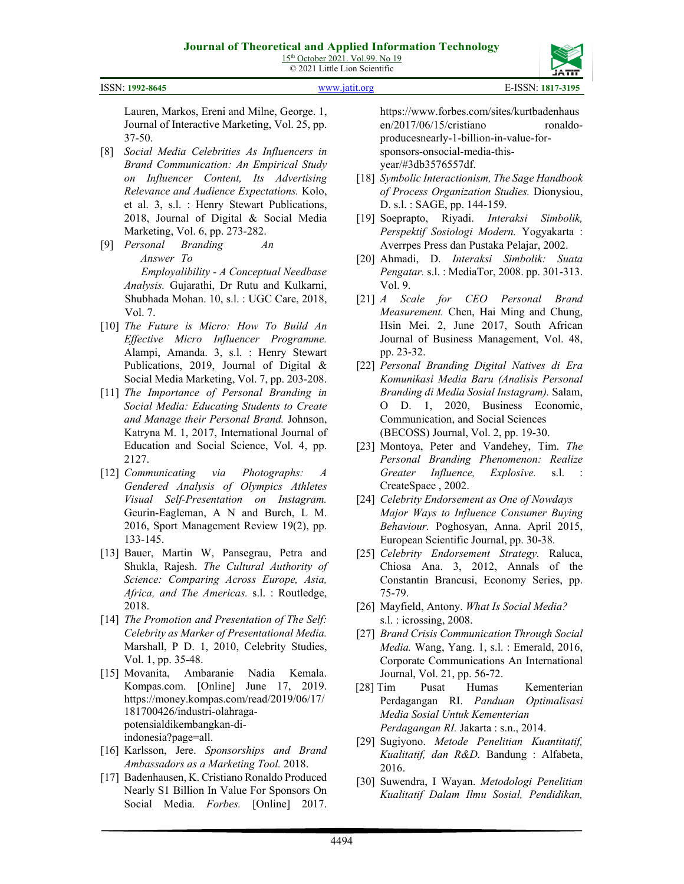Lauren, Markos, Ereni and Milne, George. 1, Journal of Interactive Marketing, Vol. 25, pp. 37-50.

[8] *Social Media Celebrities As Influencers in Brand Communication: An Empirical Study on Influencer Content, Its Advertising Relevance and Audience Expectations.* Kolo, et al. 3, s.l. : Henry Stewart Publications, 2018, Journal of Digital & Social Media Marketing, Vol. 6, pp. 273-282.

[9] *Personal Branding An Answer To Employalibility - A Conceptual Needbase Analysis.* Gujarathi, Dr Rutu and Kulkarni, Shubhada Mohan. 10, s.l. : UGC Care, 2018, Vol. 7.

[10] *The Future is Micro: How To Build An Effective Micro Influencer Programme.* Alampi, Amanda. 3, s.l. : Henry Stewart Publications, 2019, Journal of Digital & Social Media Marketing, Vol. 7, pp. 203-208.

[11] *The Importance of Personal Branding in Social Media: Educating Students to Create and Manage their Personal Brand.* Johnson, Katryna M. 1, 2017, International Journal of Education and Social Science, Vol. 4, pp. 2127.

[12] *Communicating via Photographs: A Gendered Analysis of Olympics Athletes Visual Self-Presentation on Instagram.* Geurin-Eagleman, A N and Burch, L M. 2016, Sport Management Review 19(2), pp. 133-145.

[13] Bauer, Martin W, Pansegrau, Petra and Shukla, Rajesh. *The Cultural Authority of Science: Comparing Across Europe, Asia, Africa, and The Americas.* s.l. : Routledge, 2018.

[14] *The Promotion and Presentation of The Self: Celebrity as Marker of Presentational Media.* Marshall, P D. 1, 2010, Celebrity Studies, Vol. 1, pp. 35-48.

[15] Movanita, Ambaranie Nadia Kemala. Kompas.com. [Online] June 17, 2019. https://money.kompas.com/read/2019/06/17/181700426/industri-olahraga-potensialdikembangkan-di-indonesia?page=all.

[16] Karlsson, Jere. *Sponsorships and Brand Ambassadors as a Marketing Tool.* 2018.

[17] Badenhausen, K. Cristiano Ronaldo Produced Nearly S1 Billion In Value For Sponsors On Social Media. *Forbes.* [Online] 2017. https://www.forbes.com/sites/kurtbadenhausen/2017/06/15/cristiano ronaldo-producesnearly-1-billion-in-value-for-sponsors-onsocial-media-this-year/#3db3576557df.

[18] *Symbolic Interactionism, The Sage Handbook of Process Organization Studies.* Dionysiou, D. s.l. : SAGE, pp. 144-159.

[19] Soeprapto, Riyadi. *Interaksi Simbolik, Perspektif Sosiologi Modern.* Yogyakarta : Averrpes Press dan Pustaka Pelajar, 2002.

[20] Ahmadi, D. *Interaksi Simbolik: Suata Pengatar.* s.l. : MediaTor, 2008. pp. 301-313. Vol. 9.

[21] *A Scale for CEO Personal Brand Measurement.* Chen, Hai Ming and Chung, Hsin Mei. 2, June 2017, South African Journal of Business Management, Vol. 48, pp. 23-32.

[22] *Personal Branding Digital Natives di Era Komunikasi Media Baru (Analisis Personal Branding di Media Sosial Instagram).* Salam, O D. 1, 2020, Business Economic, Communication, and Social Sciences (BECOSS) Journal, Vol. 2, pp. 19-30.

[23] Montoya, Peter and Vandehey, Tim. *The Personal Branding Phenomenon: Realize Greater Influence, Explosive.* s.l. : CreateSpace , 2002.

[24] *Celebrity Endorsement as One of Nowdays Major Ways to Influence Consumer Buying Behaviour.* Poghosyan, Anna. April 2015, European Scientific Journal, pp. 30-38.

[25] *Celebrity Endorsement Strategy.* Raluca, Chiosa Ana. 3, 2012, Annals of the Constantin Brancusi, Economy Series, pp. 75-79.

[26] Mayfield, Antony. *What Is Social Media?* s.l. : icrossing, 2008.

[27] *Brand Crisis Communication Through Social Media.* Wang, Yang. 1, s.l. : Emerald, 2016, Corporate Communications An International Journal, Vol. 21, pp. 56-72.

[28] Tim Pusat Humas Kementerian Perdagangan RI. *Panduan Optimalisasi Media Sosial Untuk Kementerian Perdagangan RI.* Jakarta : s.n., 2014.

[29] Sugiyono. *Metode Penelitian Kuantitatif, Kualitatif, dan R&D.* Bandung : Alfabeta, 2016.

[30] Suwendra, I Wayan. *Metodologi Penelitian Kualitatif Dalam Ilmu Sosial, Pendidikan,*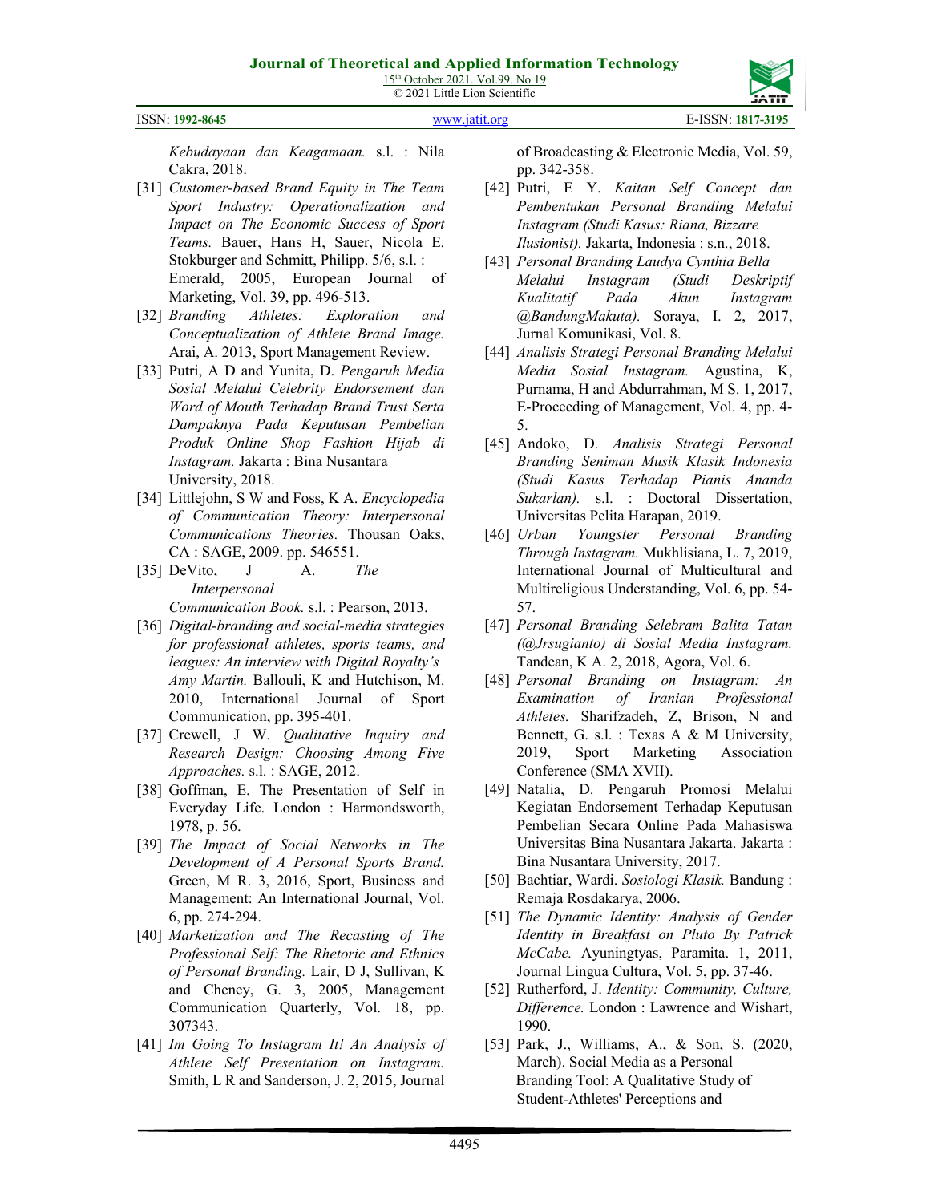*Kebudayaan dan Keagamaan.* s.l. : Nila Cakra, 2018.

[31] *Customer-based Brand Equity in The Team Sport Industry: Operationalization and Impact on The Economic Success of Sport Teams.* Bauer, Hans H, Sauer, Nicola E. Stokburger and Schmitt, Philipp. 5/6, s.l. : Emerald, 2005, European Journal of Marketing, Vol. 39, pp. 496-513.

[32] *Branding Athletes: Exploration and Conceptualization of Athlete Brand Image.* Arai, A. 2013, Sport Management Review.

[33] Putri, A D and Yunita, D. *Pengaruh Media Sosial Melalui Celebrity Endorsement dan Word of Mouth Terhadap Brand Trust Serta Dampaknya Pada Keputusan Pembelian Produk Online Shop Fashion Hijab di Instagram.* Jakarta : Bina Nusantara University, 2018.

[34] Littlejohn, S W and Foss, K A. *Encyclopedia of Communication Theory: Interpersonal Communications Theories.* Thousan Oaks, CA : SAGE, 2009. pp. 546551.

[35] DeVito, J A. *The Interpersonal Communication Book.* s.l. : Pearson, 2013.

[36] *Digital-branding and social-media strategies for professional athletes, sports teams, and leagues: An interview with Digital Royalty's Amy Martin.* Ballouli, K and Hutchison, M. 2010, International Journal of Sport Communication, pp. 395-401.

[37] Crewell, J W. *Qualitative Inquiry and Research Design: Choosing Among Five Approaches.* s.l. : SAGE, 2012.

[38] Goffman, E. The Presentation of Self in Everyday Life. London : Harmondsworth, 1978, p. 56.

[39] *The Impact of Social Networks in The Development of A Personal Sports Brand.* Green, M R. 3, 2016, Sport, Business and Management: An International Journal, Vol. 6, pp. 274-294.

[40] *Marketization and The Recasting of The Professional Self: The Rhetoric and Ethnics of Personal Branding.* Lair, D J, Sullivan, K and Cheney, G. 3, 2005, Management Communication Quarterly, Vol. 18, pp. 307343.

[41] *Im Going To Instagram It! An Analysis of Athlete Self Presentation on Instagram.* Smith, L R and Sanderson, J. 2, 2015, Journal of Broadcasting & Electronic Media, Vol. 59, pp. 342-358.

[42] Putri, E Y. *Kaitan Self Concept dan Pembentukan Personal Branding Melalui Instagram (Studi Kasus: Riana, Bizzare Ilusionist).* Jakarta, Indonesia : s.n., 2018.

[43] *Personal Branding Laudya Cynthia Bella Melalui Instagram (Studi Deskriptif Kualitatif Pada Akun Instagram @BandungMakuta).* Soraya, I. 2, 2017, Jurnal Komunikasi, Vol. 8.

[44] *Analisis Strategi Personal Branding Melalui Media Sosial Instagram.* Agustina, K, Purnama, H and Abdurrahman, M S. 1, 2017, E-Proceeding of Management, Vol. 4, pp. 4-5.

[45] Andoko, D. *Analisis Strategi Personal Branding Seniman Musik Klasik Indonesia (Studi Kasus Terhadap Pianis Ananda Sukarlan).* s.l. : Doctoral Dissertation, Universitas Pelita Harapan, 2019.

[46] *Urban Youngster Personal Branding Through Instagram.* Mukhlisiana, L. 7, 2019, International Journal of Multicultural and Multireligious Understanding, Vol. 6, pp. 54-57.

[47] *Personal Branding Selebram Balita Tatan (@Jrsugianto) di Sosial Media Instagram.* Tandean, K A. 2, 2018, Agora, Vol. 6.

[48] *Personal Branding on Instagram: An Examination of Iranian Professional Athletes.* Sharifzadeh, Z, Brison, N and Bennett, G. s.l. : Texas A & M University, 2019, Sport Marketing Association Conference (SMA XVII).

[49] Natalia, D. Pengaruh Promosi Melalui Kegiatan Endorsement Terhadap Keputusan Pembelian Secara Online Pada Mahasiswa Universitas Bina Nusantara Jakarta. Jakarta : Bina Nusantara University, 2017.

[50] Bachtiar, Wardi. *Sosiologi Klasik.* Bandung : Remaja Rosdakarya, 2006.

[51] *The Dynamic Identity: Analysis of Gender Identity in Breakfast on Pluto By Patrick McCabe.* Ayuningtyas, Paramita. 1, 2011, Journal Lingua Cultura, Vol. 5, pp. 37-46.

[52] Rutherford, J. *Identity: Community, Culture, Difference.* London : Lawrence and Wishart, 1990.

[53] Park, J., Williams, A., & Son, S. (2020, March). Social Media as a Personal Branding Tool: A Qualitative Study of Student-Athletes' Perceptions and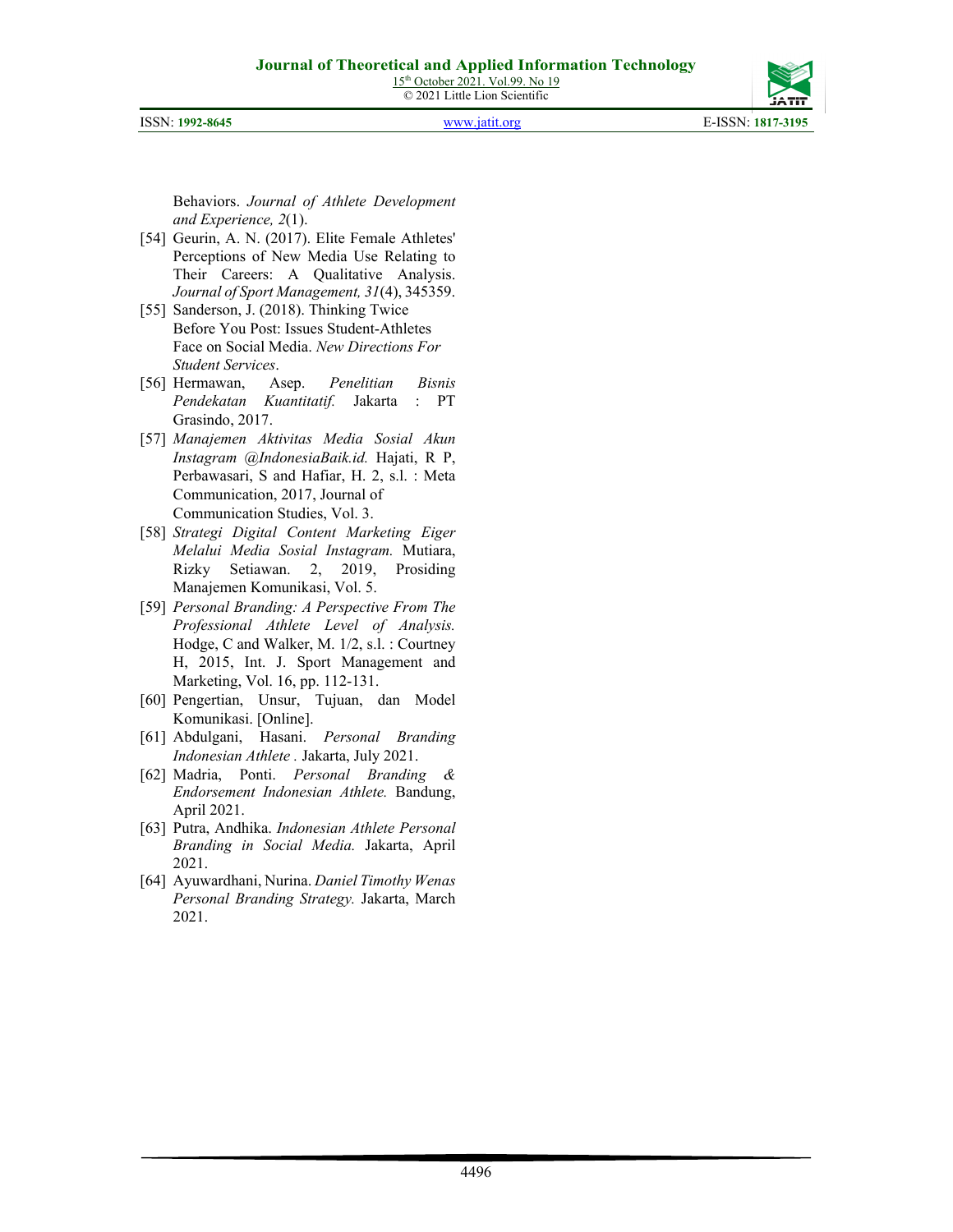Behaviors. *Journal of Athlete Development and Experience, 2*(1).

[54] Geurin, A. N. (2017). Elite Female Athletes' Perceptions of New Media Use Relating to Their Careers: A Qualitative Analysis. *Journal of Sport Management, 31*(4), 345359.

[55] Sanderson, J. (2018). Thinking Twice Before You Post: Issues Student-Athletes Face on Social Media. *New Directions For Student Services*.

[56] Hermawan, Asep. *Penelitian Bisnis Pendekatan Kuantitatif.* Jakarta : PT Grasindo, 2017.

[57] *Manajemen Aktivitas Media Sosial Akun Instagram @IndonesiaBaik.id.* Hajati, R P, Perbawasari, S and Hafiar, H. 2, s.l. : Meta Communication, 2017, Journal of Communication Studies, Vol. 3.

[58] *Strategi Digital Content Marketing Eiger Melalui Media Sosial Instagram.* Mutiara, Rizky Setiawan. 2, 2019, Prosiding Manajemen Komunikasi, Vol. 5.

[59] *Personal Branding: A Perspective From The Professional Athlete Level of Analysis.* Hodge, C and Walker, M. 1/2, s.l. : Courtney H, 2015, Int. J. Sport Management and Marketing, Vol. 16, pp. 112-131.

[60] Pengertian, Unsur, Tujuan, dan Model Komunikasi. [Online].

[61] Abdulgani, Hasani. *Personal Branding Indonesian Athlete .* Jakarta, July 2021.

[62] Madria, Ponti. *Personal Branding & Endorsement Indonesian Athlete.* Bandung, April 2021.

[63] Putra, Andhika. *Indonesian Athlete Personal Branding in Social Media.* Jakarta, April 2021.

[64] Ayuwardhani, Nurina. *Daniel Timothy Wenas Personal Branding Strategy.* Jakarta, March 2021.